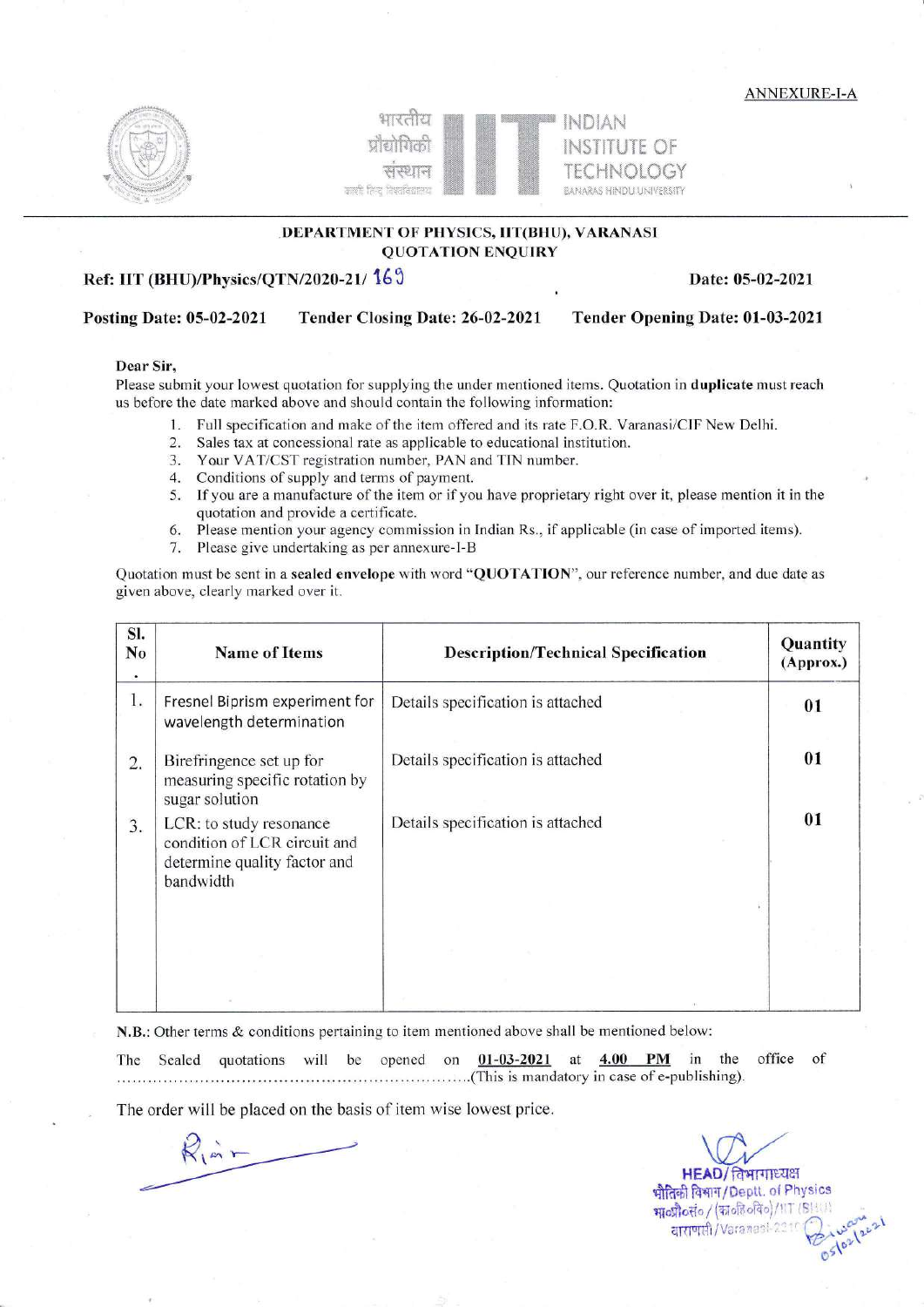ANNEXURE-I-A

भारतीय प्रौद्योगिकी संस्थान
काशी हिन्दू विश्वविद्यालय

INDIAN INSTITUTE OF TECHNOLOGY
BANARAS HINDU UNIVERSITY

**DEPARTMENT OF PHYSICS, IIT(BHU), VARANASI**
**QUOTATION ENQUIRY**

**Ref: IIT (BHU)/Physics/QTN/2020-21/ 169** **Date: 05-02-2021**

**Posting Date: 05-02-2021** **Tender Closing Date: 26-02-2021** **Tender Opening Date: 01-03-2021**

**Dear Sir,**

Please submit your lowest quotation for supplying the under mentioned items. Quotation in **duplicate** must reach us before the date marked above and should contain the following information:

1. Full specification and make of the item offered and its rate F.O.R. Varanasi/CIF New Delhi.
2. Sales tax at concessional rate as applicable to educational institution.
3. Your VAT/CST registration number, PAN and TIN number.
4. Conditions of supply and terms of payment.
5. If you are a manufacture of the item or if you have proprietary right over it, please mention it in the quotation and provide a certificate.
6. Please mention your agency commission in Indian Rs., if applicable (in case of imported items).
7. Please give undertaking as per annexure-I-B

Quotation must be sent in a **sealed envelope** with word **"QUOTATION"**, our reference number, and due date as given above, clearly marked over it.

| Sl. No. | Name of Items | Description/Technical Specification | Quantity (Approx.) |
|---|---|---|---|
| 1. | Fresnel Biprism experiment for wavelength determination | Details specification is attached | 01 |
| 2. | Birefringence set up for measuring specific rotation by sugar solution | Details specification is attached | 01 |
| 3. | LCR: to study resonance condition of LCR circuit and determine quality factor and bandwidth | Details specification is attached | 01 |

**N.B.:** Other terms & conditions pertaining to item mentioned above shall be mentioned below:

The Sealed quotations will be opened on **01-03-2021** at **4.00 PM** in the office of ..................................................................(This is mandatory in case of e-publishing).

The order will be placed on the basis of item wise lowest price.

HEAD/विभागाध्यक्ष
भौतिकी विभाग/Deptt. of Physics
भा०प्रौ०सं० / (का०हि०वि०)/IIT (BHU)
वाराणसी/Varanasi-221005
05/02/2021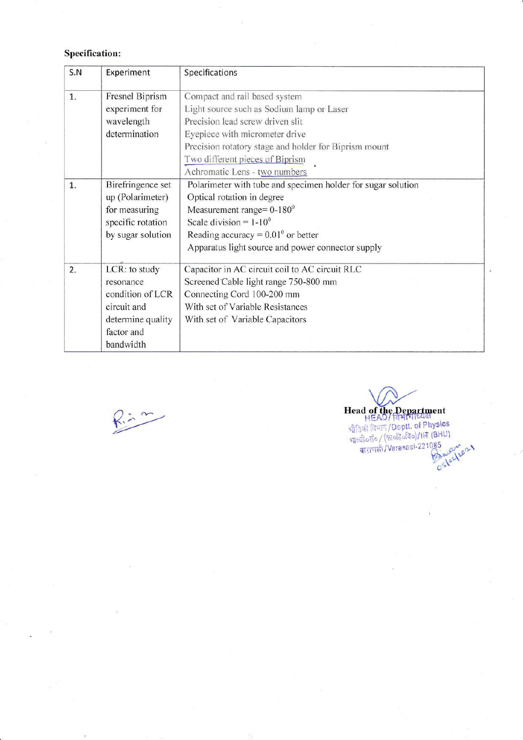**Specification:**

| S.N | Experiment | Specifications |
|---|---|---|
| 1. | Fresnel Biprism experiment for wavelength determination | Compact and rail based system<br>Light source such as Sodium lamp or Laser<br>Precision lead screw driven slit<br>Eyepiece with micrometer drive<br>Precision rotatory stage and holder for Biprism mount<br>Two different pieces of Biprism<br>Achromatic Lens - two numbers |
| 1. | Birefringence set up (Polarimeter) for measuring specific rotation by sugar solution | Polarimeter with tube and specimen holder for sugar solution<br>Optical rotation in degree<br>Measurement range= 0-180$^0$<br>Scale division = 1-10$^0$<br>Reading accuracy = 0.01$^0$ or better<br>Apparatus light source and power connector supply |
| 2. | LCR: to study resonance condition of LCR circuit and determine quality factor and bandwidth | Capacitor in AC circuit coil to AC circuit RLC<br>Screened Cable light range 750-800 mm<br>Connecting Cord 100-200 mm<br>With set of Variable Resistances<br>With set of Variable Capacitors |

Head of the Department
HEAD/विभागाध्यक्ष
भौतिकी विभाग/Deptt. of Physics
भा॰प्रौ॰सं॰/(का॰हि॰वि॰)/IIT (BHU)
वाराणसी/Varanasi-221005
05/02/2021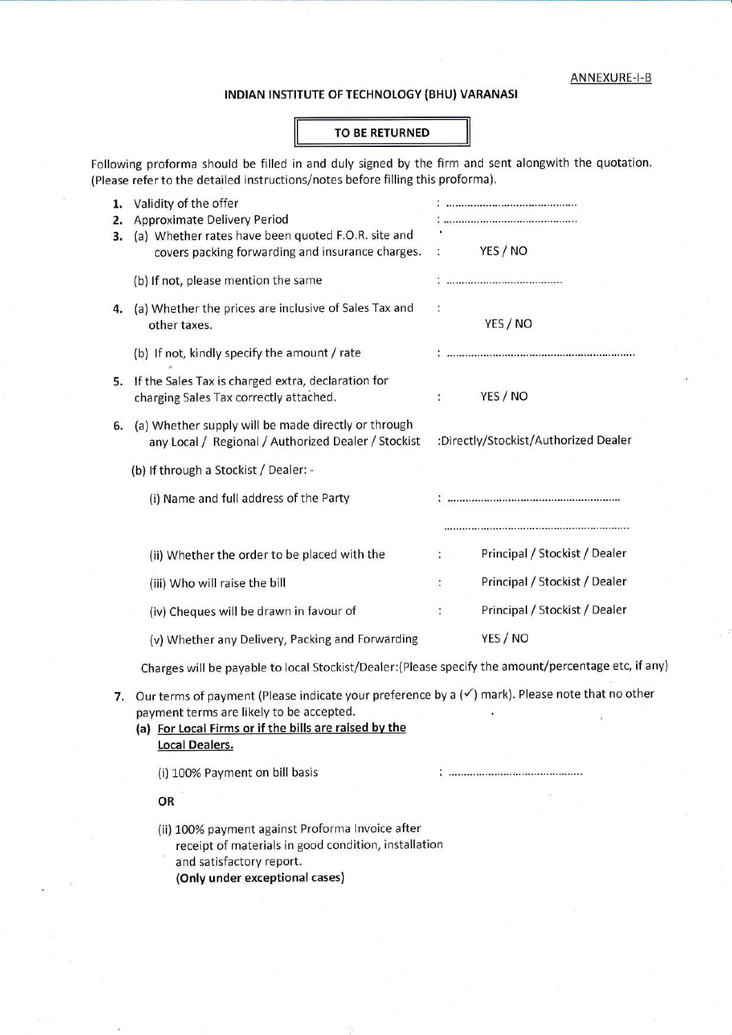ANNEXURE-I-B

## INDIAN INSTITUTE OF TECHNOLOGY (BHU) VARANASI

**TO BE RETURNED**

Following proforma should be filled in and duly signed by the firm and sent alongwith the quotation. (Please refer to the detailed instructions/notes before filling this proforma).

1. Validity of the offer : ....................................
2. Approximate Delivery Period : ....................................
3. (a) Whether rates have been quoted F.O.R. site and covers packing forwarding and insurance charges. : YES / NO

   (b) If not, please mention the same : ....................................

4. (a) Whether the prices are inclusive of Sales Tax and other taxes. : YES / NO

   (b) If not, kindly specify the amount / rate : ....................................

5. If the Sales Tax is charged extra, declaration for charging Sales Tax correctly attached. : YES / NO

6. (a) Whether supply will be made directly or through any Local / Regional / Authorized Dealer / Stockist :Directly/Stockist/Authorized Dealer

   (b) If through a Stockist / Dealer: -

   (i) Name and full address of the Party : ....................................

   ....................................

   (ii) Whether the order to be placed with the : Principal / Stockist / Dealer

   (iii) Who will raise the bill : Principal / Stockist / Dealer

   (iv) Cheques will be drawn in favour of : Principal / Stockist / Dealer

   (v) Whether any Delivery, Packing and Forwarding YES / NO

   Charges will be payable to local Stockist/Dealer:(Please specify the amount/percentage etc, if any)

7. Our terms of payment (Please indicate your preference by a (✓) mark). Please note that no other payment terms are likely to be accepted.

   **(a) <u>For Local Firms or if the bills are raised by the Local Dealers.</u>**

   (i) 100% Payment on bill basis : ....................................

   **OR**

   (ii) 100% payment against Proforma Invoice after receipt of materials in good condition, installation and satisfactory report.
   **(Only under exceptional cases)**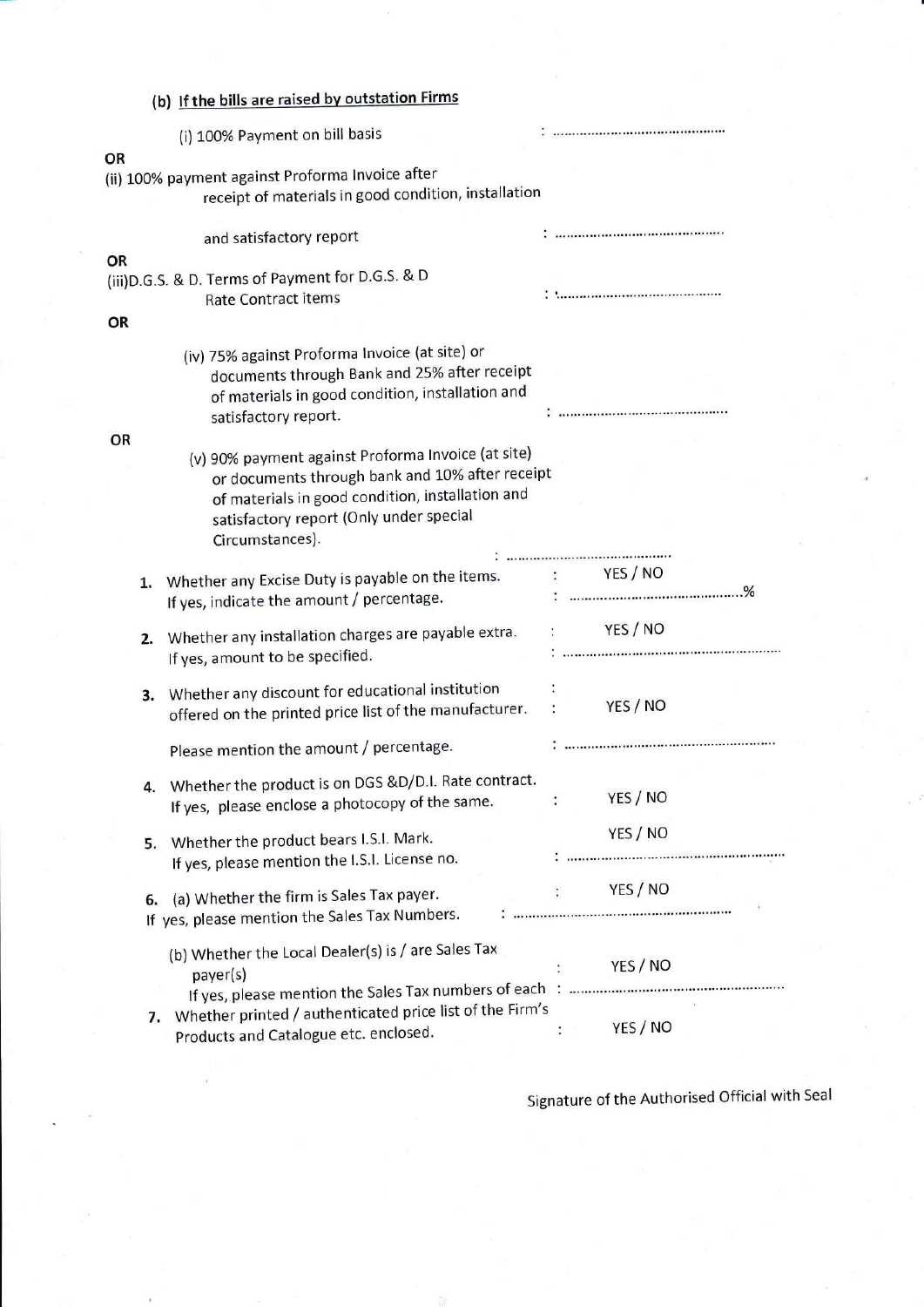**(b) If the bills are raised by outstation Firms**

(i) 100% Payment on bill basis : ............................................

OR

(ii) 100% payment against Proforma Invoice after receipt of materials in good condition, installation and satisfactory report : ............................................

OR

(iii) D.G.S. & D. Terms of Payment for D.G.S. & D Rate Contract items : ............................................

OR

(iv) 75% against Proforma Invoice (at site) or documents through Bank and 25% after receipt of materials in good condition, installation and satisfactory report. : ............................................

OR

(v) 90% payment against Proforma Invoice (at site) or documents through bank and 10% after receipt of materials in good condition, installation and satisfactory report (Only under special Circumstances). : ............................................

1. Whether any Excise Duty is payable on the items. : YES / NO
   If yes, indicate the amount / percentage. : ............................................%

2. Whether any installation charges are payable extra. : YES / NO
   If yes, amount to be specified. : ............................................

3. Whether any discount for educational institution offered on the printed price list of the manufacturer. : YES / NO

   Please mention the amount / percentage. : ............................................

4. Whether the product is on DGS &D/D.I. Rate contract.
   If yes, please enclose a photocopy of the same. : YES / NO

5. Whether the product bears I.S.I. Mark. YES / NO
   If yes, please mention the I.S.I. License no. : ............................................

6. (a) Whether the firm is Sales Tax payer. : YES / NO
   If yes, please mention the Sales Tax Numbers. : ............................................

   (b) Whether the Local Dealer(s) is / are Sales Tax payer(s) : YES / NO
   If yes, please mention the Sales Tax numbers of each : ............................................

7. Whether printed / authenticated price list of the Firm's Products and Catalogue etc. enclosed. : YES / NO

Signature of the Authorised Official with Seal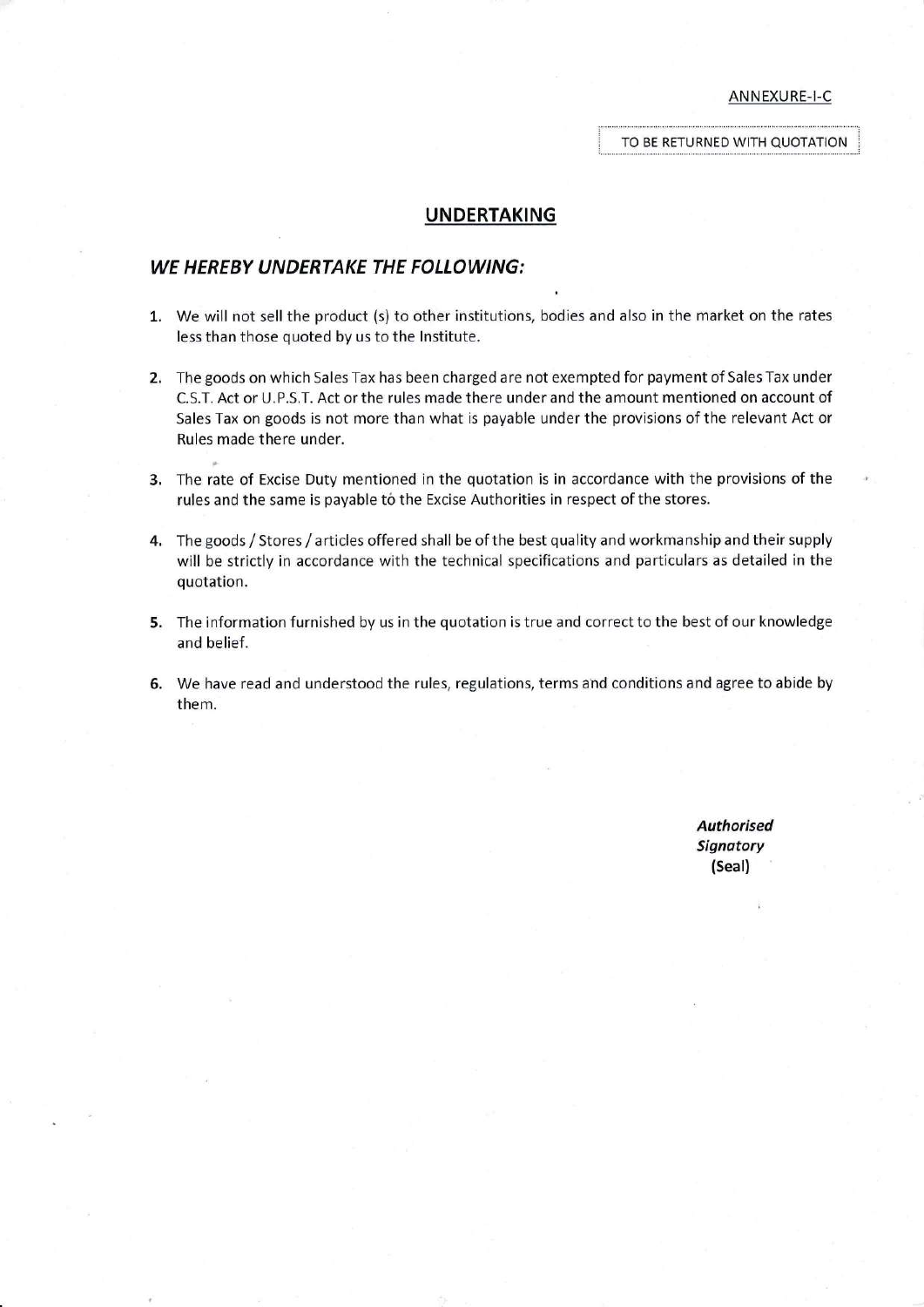ANNEXURE-I-C

TO BE RETURNED WITH QUOTATION

## UNDERTAKING

### *WE HEREBY UNDERTAKE THE FOLLOWING:*

1. We will not sell the product (s) to other institutions, bodies and also in the market on the rates less than those quoted by us to the Institute.

2. The goods on which Sales Tax has been charged are not exempted for payment of Sales Tax under C.S.T. Act or U.P.S.T. Act or the rules made there under and the amount mentioned on account of Sales Tax on goods is not more than what is payable under the provisions of the relevant Act or Rules made there under.

3. The rate of Excise Duty mentioned in the quotation is in accordance with the provisions of the rules and the same is payable to the Excise Authorities in respect of the stores.

4. The goods / Stores / articles offered shall be of the best quality and workmanship and their supply will be strictly in accordance with the technical specifications and particulars as detailed in the quotation.

5. The information furnished by us in the quotation is true and correct to the best of our knowledge and belief.

6. We have read and understood the rules, regulations, terms and conditions and agree to abide by them.

***Authorised Signatory***
**(Seal)**